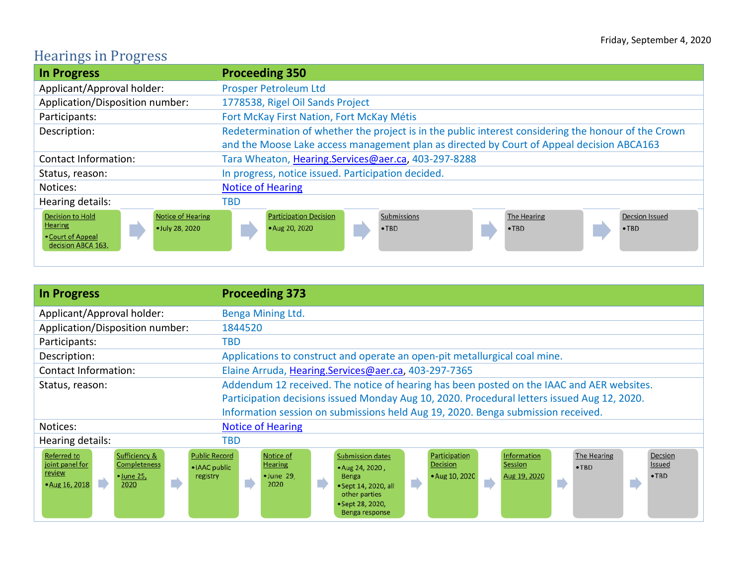Friday, September 4, 2020

# Hearings in Progress

| In Progress | Proceeding 350 |
|---|---|
| Applicant/Approval holder: | Prosper Petroleum Ltd |
| Application/Disposition number: | 1778538, Rigel Oil Sands Project |
| Participants: | Fort McKay First Nation, Fort McKay Métis |
| Description: | Redetermination of whether the project is in the public interest considering the honour of the Crown and the Moose Lake access management plan as directed by Court of Appeal decision ABCA163 |
| Contact Information: | Tara Wheaton, Hearing.Services@aer.ca, 403-297-8288 |
| Status, reason: | In progress, notice issued. Participation decided. |
| Notices: | Notice of Hearing |
| Hearing details: | TBD |

Decision to Hold Hearing
- Court of Appeal decision ABCA 163.

→ Notice of Hearing
- July 28, 2020

→ Participation Decision
- Aug 20, 2020

→ Submissions
- TBD

→ The Hearing
- TBD

→ Decsion Issued
- TBD

| In Progress | Proceeding 373 |
|---|---|
| Applicant/Approval holder: | Benga Mining Ltd. |
| Application/Disposition number: | 1844520 |
| Participants: | TBD |
| Description: | Applications to construct and operate an open-pit metallurgical coal mine. |
| Contact Information: | Elaine Arruda, Hearing.Services@aer.ca, 403-297-7365 |
| Status, reason: | Addendum 12 received. The notice of hearing has been posted on the IAAC and AER websites. Participation decisions issued Monday Aug 10, 2020. Procedural letters issued Aug 12, 2020. Information session on submissions held Aug 19, 2020. Benga submission received. |
| Notices: | Notice of Hearing |
| Hearing details: | TBD |

Referred to joint panel for review
- Aug 16, 2018

→ Sufficiency & Completeness
- June 25, 2020

→ Public Record
- IAAC public registry

→ Notice of Hearing
- June 29, 2020

→ Submission dates
- Aug 24, 2020, Benga
- Sept 14, 2020, all other parties
- Sept 28, 2020, Benga response

→ Participation Decision
- Aug 10, 2020

→ Information Session
Aug 19, 2020

→ The Hearing
- TBD

→ Decsion Issued
- TBD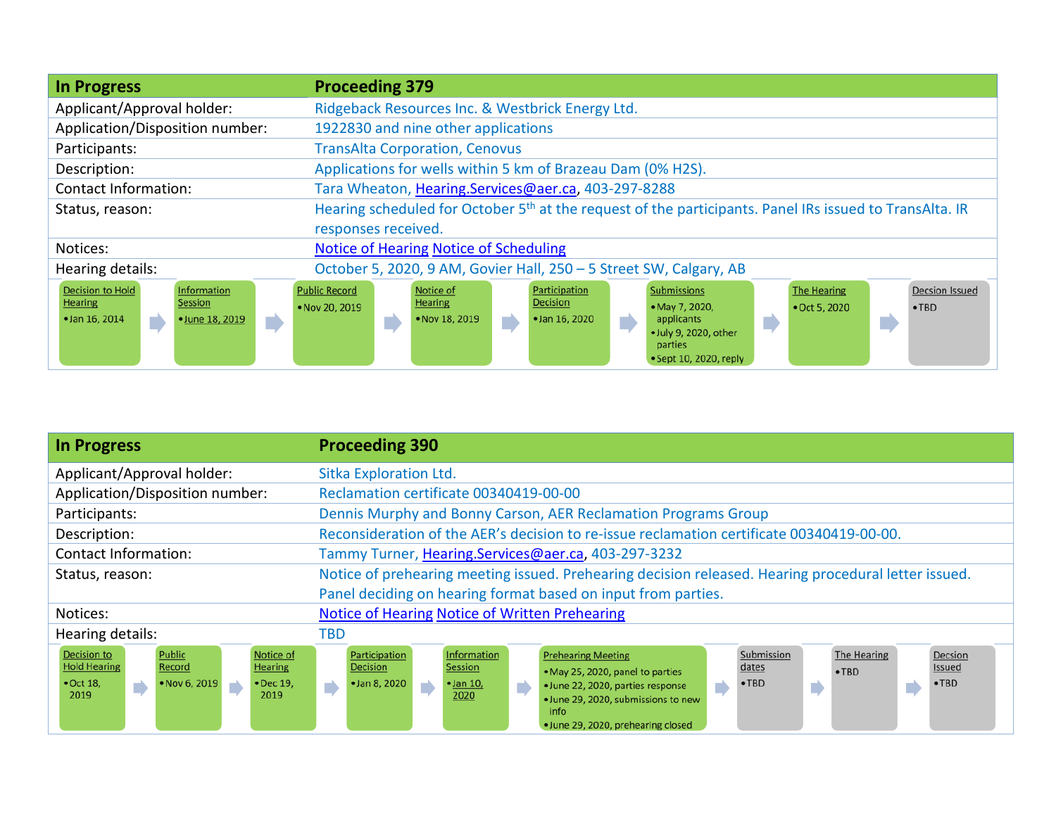| In Progress | Proceeding 379 |
|---|---|
| Applicant/Approval holder: | Ridgeback Resources Inc. & Westbrick Energy Ltd. |
| Application/Disposition number: | 1922830 and nine other applications |
| Participants: | TransAlta Corporation, Cenovus |
| Description: | Applications for wells within 5 km of Brazeau Dam (0% $H_2S$). |
| Contact Information: | Tara Wheaton, Hearing.Services@aer.ca, 403-297-8288 |
| Status, reason: | Hearing scheduled for October 5th at the request of the participants. Panel IRs issued to TransAlta. IR responses received. |
| Notices: | Notice of Hearing Notice of Scheduling |
| Hearing details: | October 5, 2020, 9 AM, Govier Hall, 250 – 5 Street SW, Calgary, AB |

Decision to Hold Hearing
- Jan 16, 2014

→ Information Session
- June 18, 2019

→ Public Record
- Nov 20, 2019

→ Notice of Hearing
- Nov 18, 2019

→ Participation Decision
- Jan 16, 2020

→ Submissions
- May 7, 2020, applicants
- July 9, 2020, other parties
- Sept 10, 2020, reply

→ The Hearing
- Oct 5, 2020

→ Decsion Issued
- TBD

| In Progress | Proceeding 390 |
|---|---|
| Applicant/Approval holder: | Sitka Exploration Ltd. |
| Application/Disposition number: | Reclamation certificate 00340419-00-00 |
| Participants: | Dennis Murphy and Bonny Carson, AER Reclamation Programs Group |
| Description: | Reconsideration of the AER's decision to re-issue reclamation certificate 00340419-00-00. |
| Contact Information: | Tammy Turner, Hearing.Services@aer.ca, 403-297-3232 |
| Status, reason: | Notice of prehearing meeting issued. Prehearing decision released. Hearing procedural letter issued. Panel deciding on hearing format based on input from parties. |
| Notices: | Notice of Hearing Notice of Written Prehearing |
| Hearing details: | TBD |

Decision to Hold Hearing
- Oct 18, 2019

→ Public Record
- Nov 6, 2019

→ Notice of Hearing
- Dec 19, 2019

→ Participation Decision
- Jan 8, 2020

→ Information Session
- Jan 10, 2020

→ Prehearing Meeting
- May 25, 2020, panel to parties
- June 22, 2020, parties response
- June 29, 2020, submissions to new info
- June 29, 2020, prehearing closed

→ Submission dates
- TBD

→ The Hearing
- TBD

→ Decsion Issued
- TBD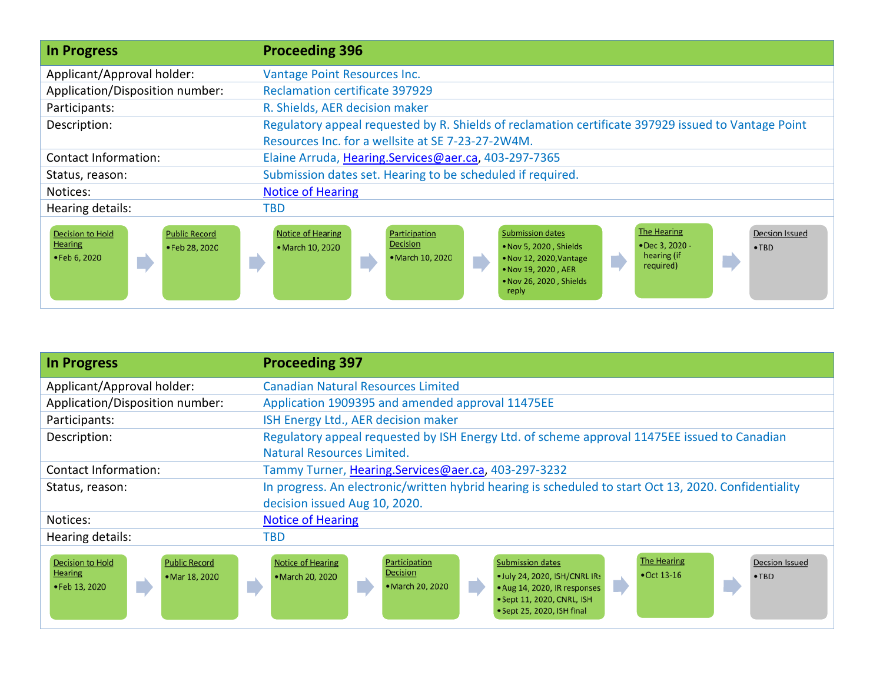| In Progress | Proceeding 396 |
|---|---|
| Applicant/Approval holder: | Vantage Point Resources Inc. |
| Application/Disposition number: | Reclamation certificate 397929 |
| Participants: | R. Shields, AER decision maker |
| Description: | Regulatory appeal requested by R. Shields of reclamation certificate 397929 issued to Vantage Point Resources Inc. for a wellsite at SE 7-23-27-2W4M. |
| Contact Information: | Elaine Arruda, Hearing.Services@aer.ca, 403-297-7365 |
| Status, reason: | Submission dates set. Hearing to be scheduled if required. |
| Notices: | Notice of Hearing |
| Hearing details: | TBD |

| Decision to Hold Hearing | Public Record | Notice of Hearing | Participation Decision | Submission dates | The Hearing | Decsion Issued |
|---|---|---|---|---|---|---|
| • Feb 6, 2020 | • Feb 28, 2020 | • March 10, 2020 | • March 10, 2020 | • Nov 5, 2020 , Shields<br>• Nov 12, 2020,Vantage<br>• Nov 19, 2020 , AER<br>• Nov 26, 2020 , Shields reply | • Dec 3, 2020 - hearing (if required) | • TBD |

| In Progress | Proceeding 397 |
|---|---|
| Applicant/Approval holder: | Canadian Natural Resources Limited |
| Application/Disposition number: | Application 1909395 and amended approval 11475EE |
| Participants: | ISH Energy Ltd., AER decision maker |
| Description: | Regulatory appeal requested by ISH Energy Ltd. of scheme approval 11475EE issued to Canadian Natural Resources Limited. |
| Contact Information: | Tammy Turner, Hearing.Services@aer.ca, 403-297-3232 |
| Status, reason: | In progress. An electronic/written hybrid hearing is scheduled to start Oct 13, 2020. Confidentiality decision issued Aug 10, 2020. |
| Notices: | Notice of Hearing |
| Hearing details: | TBD |

| Decision to Hold Hearing | Public Record | Notice of Hearing | Participation Decision | Submission dates | The Hearing | Decsion Issued |
|---|---|---|---|---|---|---|
| • Feb 13, 2020 | • Mar 18, 2020 | • March 20, 2020 | • March 20, 2020 | • July 24, 2020, ISH/CNRL IRs<br>• Aug 14, 2020, IR responses<br>• Sept 11, 2020, CNRL, ISH<br>• Sept 25, 2020, ISH final | • Oct 13-16 | • TBD |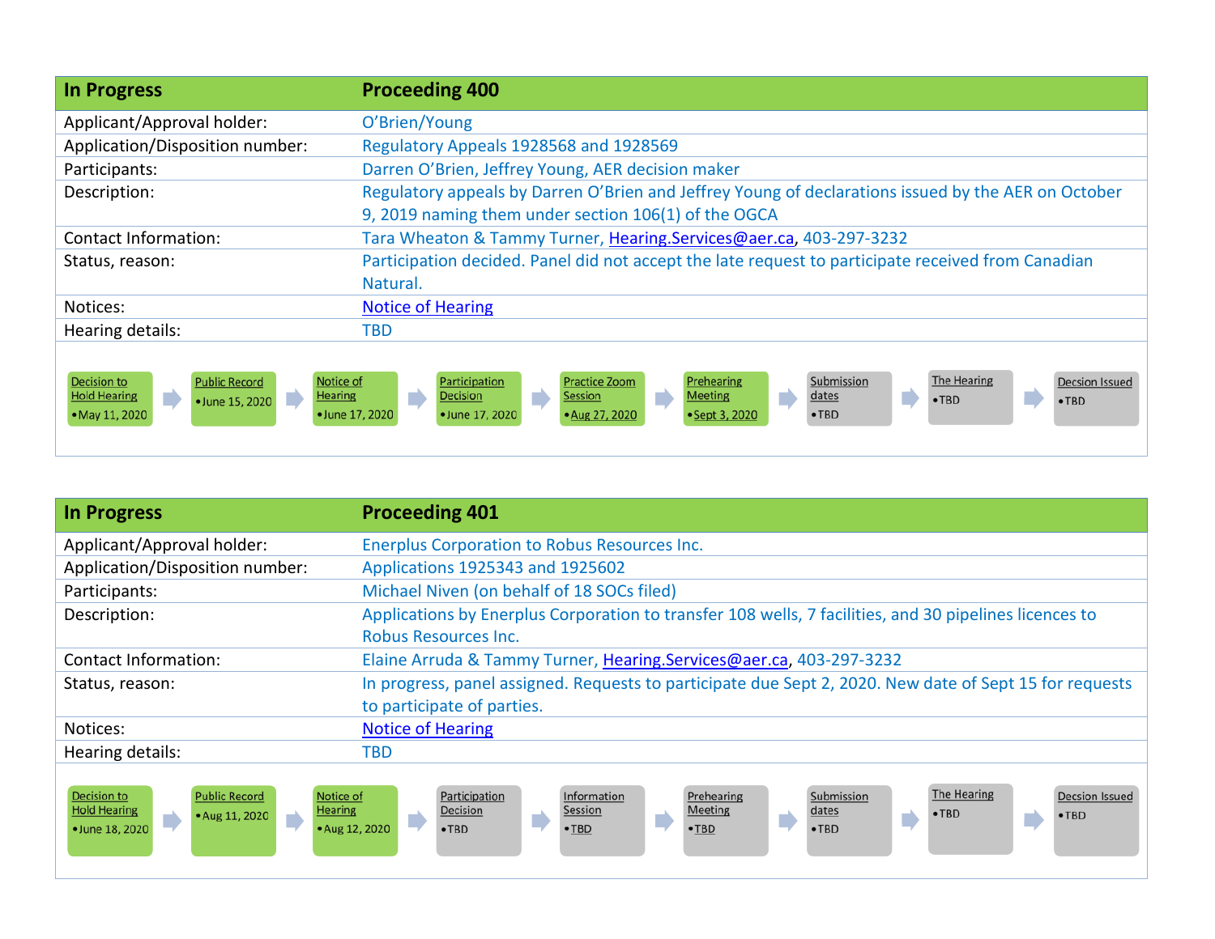| In Progress | Proceeding 400 |
|---|---|
| Applicant/Approval holder: | O'Brien/Young |
| Application/Disposition number: | Regulatory Appeals 1928568 and 1928569 |
| Participants: | Darren O'Brien, Jeffrey Young, AER decision maker |
| Description: | Regulatory appeals by Darren O'Brien and Jeffrey Young of declarations issued by the AER on October 9, 2019 naming them under section 106(1) of the OGCA |
| Contact Information: | Tara Wheaton & Tammy Turner, Hearing.Services@aer.ca, 403-297-3232 |
| Status, reason: | Participation decided. Panel did not accept the late request to participate received from Canadian Natural. |
| Notices: | Notice of Hearing |
| Hearing details: | TBD |

Decision to Hold Hearing • May 11, 2020 → Public Record • June 15, 2020 → Notice of Hearing • June 17, 2020 → Participation Decision • June 17, 2020 → Practice Zoom Session • Aug 27, 2020 → Prehearing Meeting • Sept 3, 2020 → Submission dates • TBD → The Hearing • TBD → Decsion Issued • TBD

| In Progress | Proceeding 401 |
|---|---|
| Applicant/Approval holder: | Enerplus Corporation to Robus Resources Inc. |
| Application/Disposition number: | Applications 1925343 and 1925602 |
| Participants: | Michael Niven (on behalf of 18 SOCs filed) |
| Description: | Applications by Enerplus Corporation to transfer 108 wells, 7 facilities, and 30 pipelines licences to Robus Resources Inc. |
| Contact Information: | Elaine Arruda & Tammy Turner, Hearing.Services@aer.ca, 403-297-3232 |
| Status, reason: | In progress, panel assigned. Requests to participate due Sept 2, 2020. New date of Sept 15 for requests to participate of parties. |
| Notices: | Notice of Hearing |
| Hearing details: | TBD |

Decision to Hold Hearing • June 18, 2020 → Public Record • Aug 11, 2020 → Notice of Hearing • Aug 12, 2020 → Participation Decision • TBD → Information Session • TBD → Prehearing Meeting • TBD → Submission dates • TBD → The Hearing • TBD → Decsion Issued • TBD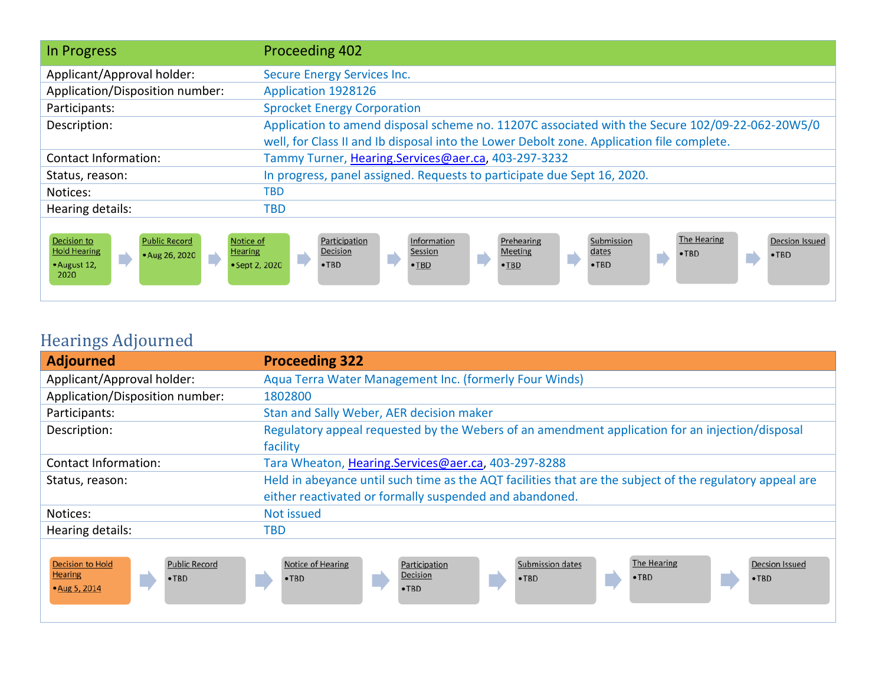| In Progress | Proceeding 402 |
| --- | --- |
| Applicant/Approval holder: | Secure Energy Services Inc. |
| Application/Disposition number: | Application 1928126 |
| Participants: | Sprocket Energy Corporation |
| Description: | Application to amend disposal scheme no. 11207C associated with the Secure 102/09-22-062-20W5/0 well, for Class II and Ib disposal into the Lower Debolt zone. Application file complete. |
| Contact Information: | Tammy Turner, Hearing.Services@aer.ca, 403-297-3232 |
| Status, reason: | In progress, panel assigned. Requests to participate due Sept 16, 2020. |
| Notices: | TBD |
| Hearing details: | TBD |

Decision to Hold Hearing
- August 12, 2020

→ Public Record
- Aug 26, 2020

→ Notice of Hearing
- Sept 2, 2020

→ Participation Decision
- TBD

→ Information Session
- TBD

→ Prehearing Meeting
- TBD

→ Submission dates
- TBD

→ The Hearing
- TBD

→ Decsion Issued
- TBD

## Hearings Adjourned

| Adjourned | Proceeding 322 |
| --- | --- |
| Applicant/Approval holder: | Aqua Terra Water Management Inc. (formerly Four Winds) |
| Application/Disposition number: | 1802800 |
| Participants: | Stan and Sally Weber, AER decision maker |
| Description: | Regulatory appeal requested by the Webers of an amendment application for an injection/disposal facility |
| Contact Information: | Tara Wheaton, Hearing.Services@aer.ca, 403-297-8288 |
| Status, reason: | Held in abeyance until such time as the AQT facilities that are the subject of the regulatory appeal are either reactivated or formally suspended and abandoned. |
| Notices: | Not issued |
| Hearing details: | TBD |

Decision to Hold Hearing
- Aug 5, 2014

→ Public Record
- TBD

→ Notice of Hearing
- TBD

→ Participation Decision
- TBD

→ Submission dates
- TBD

→ The Hearing
- TBD

→ Decsion Issued
- TBD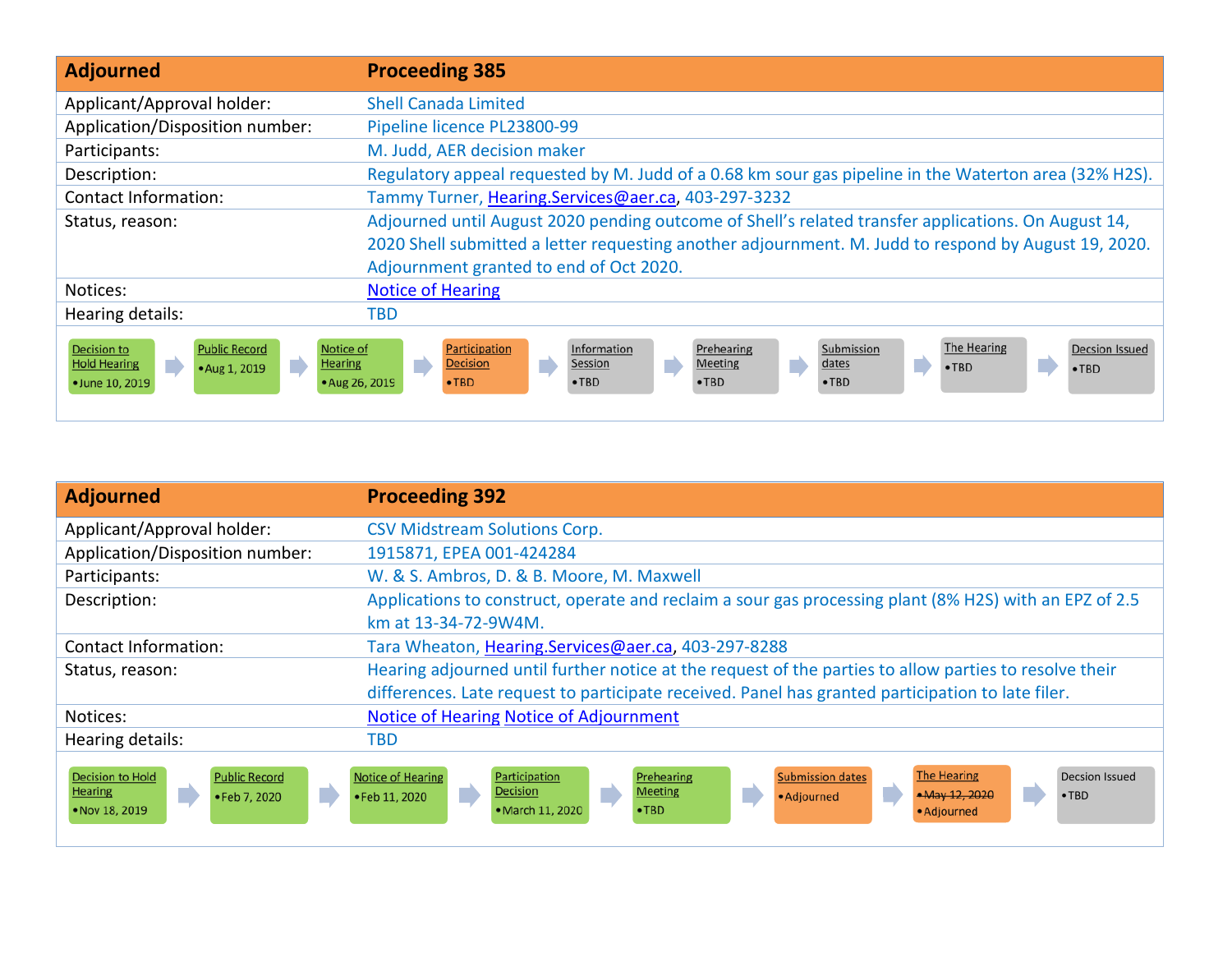| Adjourned | Proceeding 385 |
| --- | --- |
| Applicant/Approval holder: | Shell Canada Limited |
| Application/Disposition number: | Pipeline licence PL23800-99 |
| Participants: | M. Judd, AER decision maker |
| Description: | Regulatory appeal requested by M. Judd of a 0.68 km sour gas pipeline in the Waterton area (32% $H_2S$). |
| Contact Information: | Tammy Turner, Hearing.Services@aer.ca, 403-297-3232 |
| Status, reason: | Adjourned until August 2020 pending outcome of Shell's related transfer applications. On August 14, 2020 Shell submitted a letter requesting another adjournment. M. Judd to respond by August 19, 2020. Adjournment granted to end of Oct 2020. |
| Notices: | Notice of Hearing |
| Hearing details: | TBD |

Decision to Hold Hearing • June 10, 2019 → Public Record • Aug 1, 2019 → Notice of Hearing • Aug 26, 2019 → Participation Decision • TBD → Information Session • TBD → Prehearing Meeting • TBD → Submission dates • TBD → The Hearing • TBD → Decsion Issued • TBD

| Adjourned | Proceeding 392 |
| --- | --- |
| Applicant/Approval holder: | CSV Midstream Solutions Corp. |
| Application/Disposition number: | 1915871, EPEA 001-424284 |
| Participants: | W. & S. Ambros, D. & B. Moore, M. Maxwell |
| Description: | Applications to construct, operate and reclaim a sour gas processing plant (8% $H_2S$) with an EPZ of 2.5 km at 13-34-72-9W4M. |
| Contact Information: | Tara Wheaton, Hearing.Services@aer.ca, 403-297-8288 |
| Status, reason: | Hearing adjourned until further notice at the request of the parties to allow parties to resolve their differences. Late request to participate received. Panel has granted participation to late filer. |
| Notices: | Notice of Hearing Notice of Adjournment |
| Hearing details: | TBD |

Decision to Hold Hearing • Nov 18, 2019 → Public Record • Feb 7, 2020 → Notice of Hearing • Feb 11, 2020 → Participation Decision • March 11, 2020 → Prehearing Meeting • TBD → Submission dates • Adjourned → The Hearing • ~~May 12, 2020~~ • Adjourned → Decsion Issued • TBD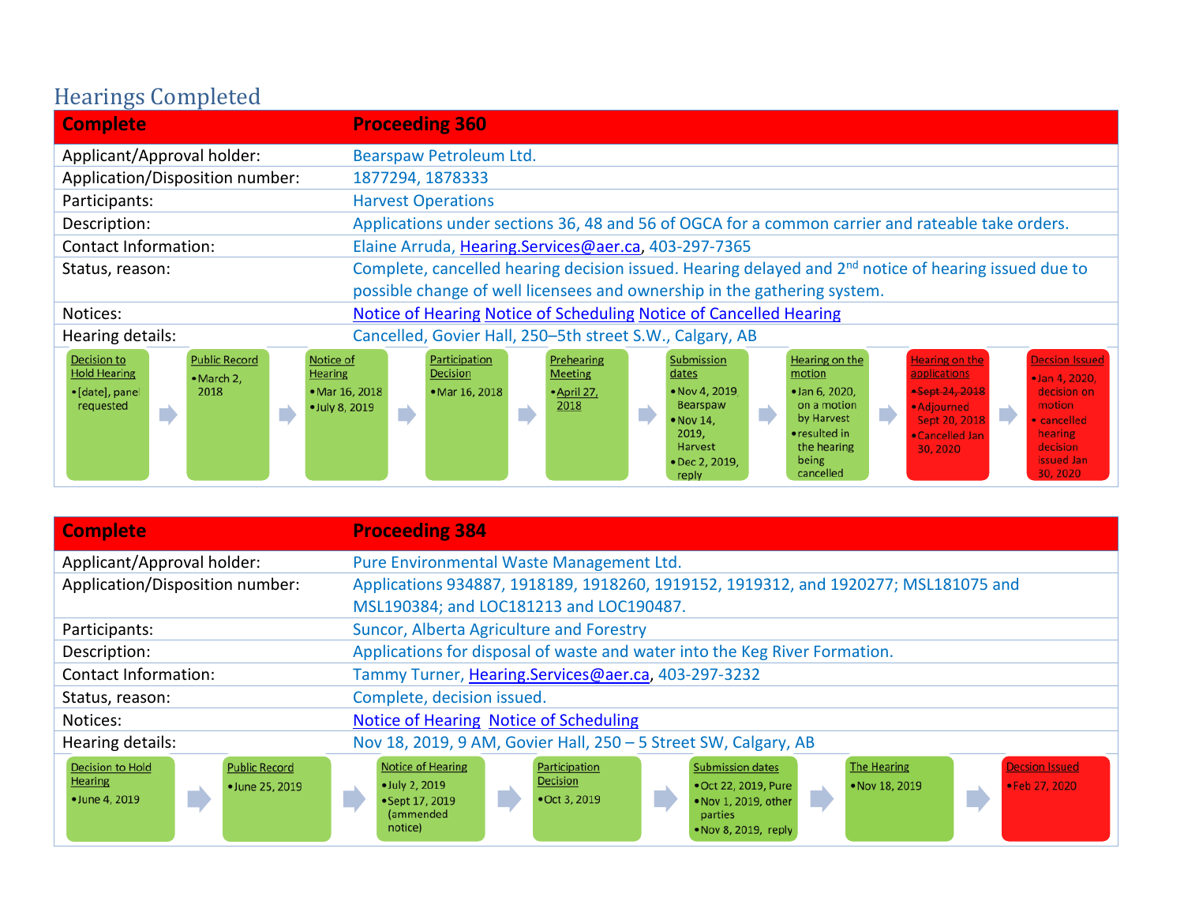## Hearings Completed

| Complete | Proceeding 360 |
|---|---|
| Applicant/Approval holder: | Bearspaw Petroleum Ltd. |
| Application/Disposition number: | 1877294, 1878333 |
| Participants: | Harvest Operations |
| Description: | Applications under sections 36, 48 and 56 of OGCA for a common carrier and rateable take orders. |
| Contact Information: | Elaine Arruda, Hearing.Services@aer.ca, 403-297-7365 |
| Status, reason: | Complete, cancelled hearing decision issued. Hearing delayed and 2nd notice of hearing issued due to possible change of well licensees and ownership in the gathering system. |
| Notices: | Notice of Hearing Notice of Scheduling Notice of Cancelled Hearing |
| Hearing details: | Cancelled, Govier Hall, 250–5th street S.W., Calgary, AB |

Decision to Hold Hearing
- [date], panel requested

→ Public Record
- March 2, 2018

→ Notice of Hearing
- Mar 16, 2018
- July 8, 2019

→ Participation Decision
- Mar 16, 2018

→ Prehearing Meeting
- April 27, 2018

→ Submission dates
- Nov 4, 2019 Bearspaw
- Nov 14, 2019, Harvest
- Dec 2, 2019, reply

→ Hearing on the motion
- Jan 6, 2020, on a motion by Harvest
- resulted in the hearing being cancelled

→ Hearing on the applications
- ~~Sept 24, 2018~~
- Adjourned Sept 20, 2018
- Cancelled Jan 30, 2020

→ Decsion Issued
- Jan 4, 2020, decision on motion
- cancelled hearing decision issued Jan 30, 2020

| Complete | Proceeding 384 |
|---|---|
| Applicant/Approval holder: | Pure Environmental Waste Management Ltd. |
| Application/Disposition number: | Applications 934887, 1918189, 1918260, 1919152, 1919312, and 1920277; MSL181075 and MSL190384; and LOC181213 and LOC190487. |
| Participants: | Suncor, Alberta Agriculture and Forestry |
| Description: | Applications for disposal of waste and water into the Keg River Formation. |
| Contact Information: | Tammy Turner, Hearing.Services@aer.ca, 403-297-3232 |
| Status, reason: | Complete, decision issued. |
| Notices: | Notice of Hearing Notice of Scheduling |
| Hearing details: | Nov 18, 2019, 9 AM, Govier Hall, 250 – 5 Street SW, Calgary, AB |

Decision to Hold Hearing
- June 4, 2019

→ Public Record
- June 25, 2019

→ Notice of Hearing
- July 2, 2019
- Sept 17, 2019 (ammended notice)

→ Participation Decision
- Oct 3, 2019

→ Submission dates
- Oct 22, 2019, Pure
- Nov 1, 2019, other parties
- Nov 8, 2019, reply

→ The Hearing
- Nov 18, 2019

→ Decsion Issued
- Feb 27, 2020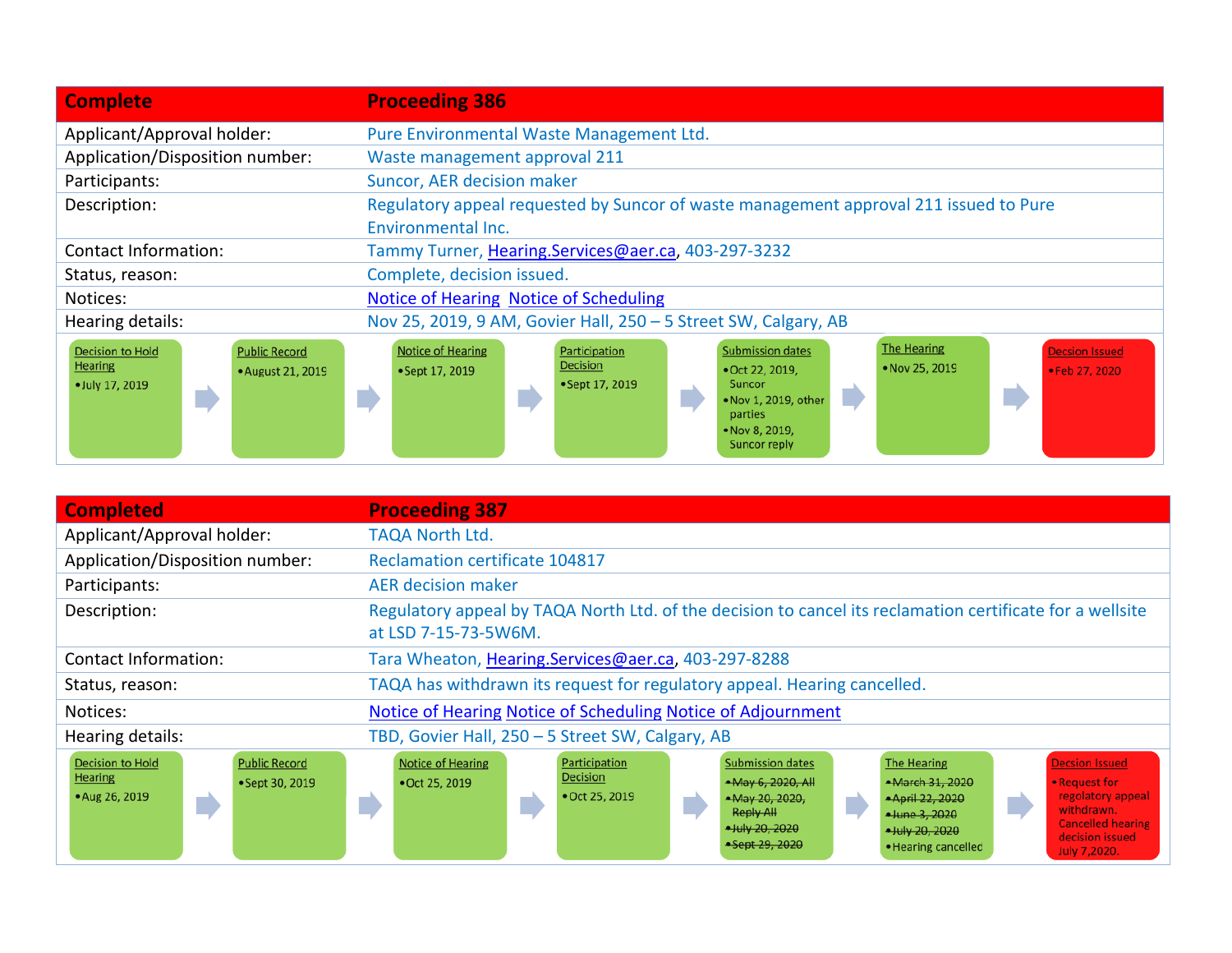| Complete | Proceeding 386 |
|---|---|
| Applicant/Approval holder: | Pure Environmental Waste Management Ltd. |
| Application/Disposition number: | Waste management approval 211 |
| Participants: | Suncor, AER decision maker |
| Description: | Regulatory appeal requested by Suncor of waste management approval 211 issued to Pure Environmental Inc. |
| Contact Information: | Tammy Turner, Hearing.Services@aer.ca, 403-297-3232 |
| Status, reason: | Complete, decision issued. |
| Notices: | Notice of Hearing Notice of Scheduling |
| Hearing details: | Nov 25, 2019, 9 AM, Govier Hall, 250 – 5 Street SW, Calgary, AB |

Decision to Hold Hearing
- July 17, 2019

→ Public Record
- August 21, 2019

→ Notice of Hearing
- Sept 17, 2019

→ Participation Decision
- Sept 17, 2019

→ Submission dates
- Oct 22, 2019, Suncor
- Nov 1, 2019, other parties
- Nov 8, 2019, Suncor reply

→ The Hearing
- Nov 25, 2019

→ Decsion Issued
- Feb 27, 2020

| Completed | Proceeding 387 |
|---|---|
| Applicant/Approval holder: | TAQA North Ltd. |
| Application/Disposition number: | Reclamation certificate 104817 |
| Participants: | AER decision maker |
| Description: | Regulatory appeal by TAQA North Ltd. of the decision to cancel its reclamation certificate for a wellsite at LSD 7-15-73-5W6M. |
| Contact Information: | Tara Wheaton, Hearing.Services@aer.ca, 403-297-8288 |
| Status, reason: | TAQA has withdrawn its request for regulatory appeal. Hearing cancelled. |
| Notices: | Notice of Hearing Notice of Scheduling Notice of Adjournment |
| Hearing details: | TBD, Govier Hall, 250 – 5 Street SW, Calgary, AB |

Decision to Hold Hearing
- Aug 26, 2019

→ Public Record
- Sept 30, 2019

→ Notice of Hearing
- Oct 25, 2019

→ Participation Decision
- Oct 25, 2019

→ Submission dates
- ~~May 6, 2020, All~~
- ~~May 20, 2020, Reply All~~
- ~~July 20, 2020~~
- ~~Sept 29, 2020~~

→ The Hearing
- ~~March 31, 2020~~
- ~~April 22, 2020~~
- ~~June 3, 2020~~
- ~~July 20, 2020~~
- Hearing cancelled

→ Decsion Issued
- Request for regulatory appeal withdrawn. Cancelled hearing decision issued July 7,2020.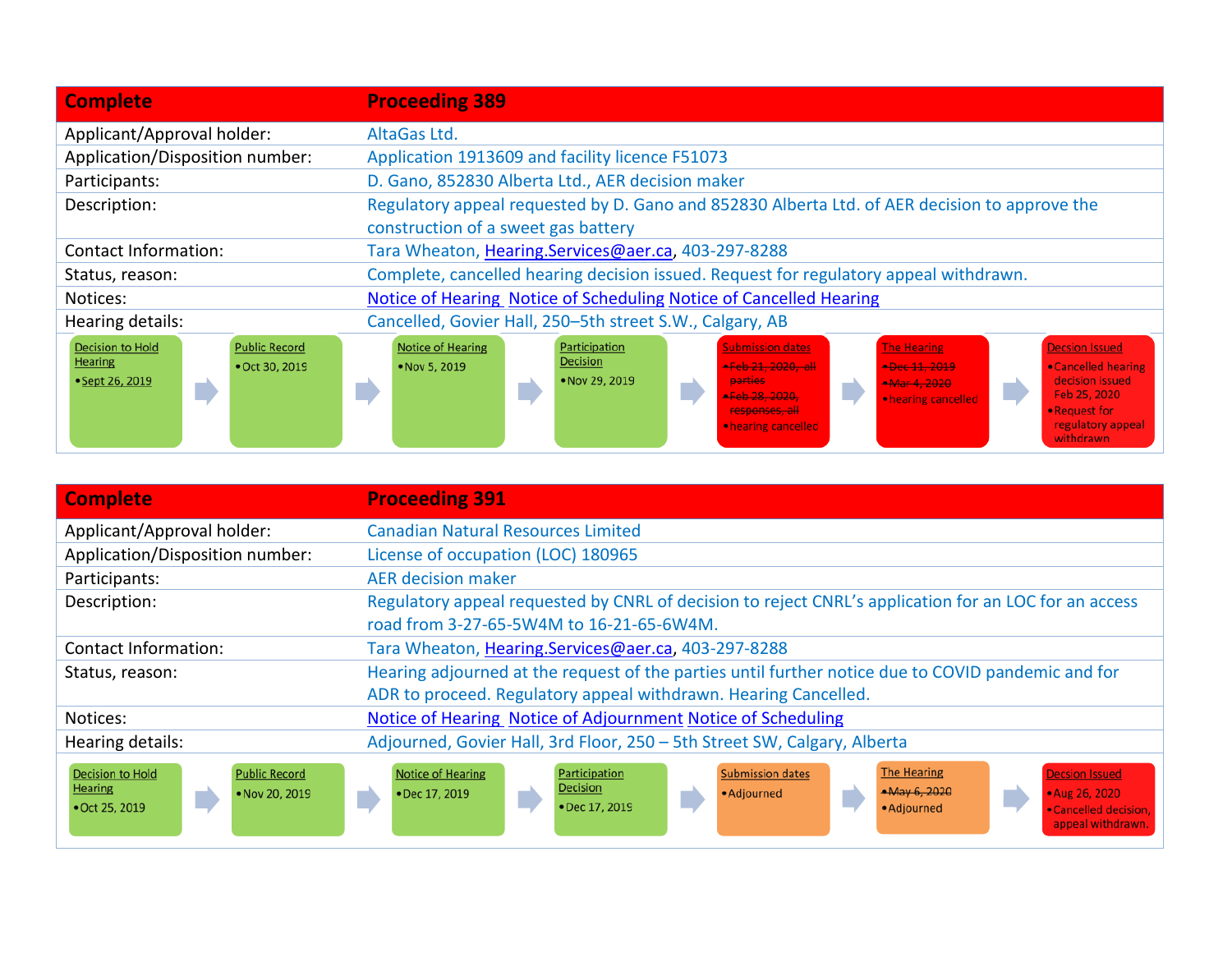| Complete | Proceeding 389 |
|---|---|
| Applicant/Approval holder: | AltaGas Ltd. |
| Application/Disposition number: | Application 1913609 and facility licence F51073 |
| Participants: | D. Gano, 852830 Alberta Ltd., AER decision maker |
| Description: | Regulatory appeal requested by D. Gano and 852830 Alberta Ltd. of AER decision to approve the construction of a sweet gas battery |
| Contact Information: | Tara Wheaton, Hearing.Services@aer.ca, 403-297-8288 |
| Status, reason: | Complete, cancelled hearing decision issued. Request for regulatory appeal withdrawn. |
| Notices: | Notice of Hearing Notice of Scheduling Notice of Cancelled Hearing |
| Hearing details: | Cancelled, Govier Hall, 250–5th street S.W., Calgary, AB |

**Decision to Hold Hearing**
- Sept 26, 2019

→ **Public Record**
- Oct 30, 2019

→ **Notice of Hearing**
- Nov 5, 2019

→ **Participation Decision**
- Nov 29, 2019

→ **Submission dates**
- ~~Feb 21, 2020, all parties~~
- ~~Feb 28, 2020, responses, all~~
- hearing cancelled

→ **The Hearing**
- ~~Dec 11, 2019~~
- ~~Mar 4, 2020~~
- hearing cancelled

→ **Decsion Issued**
- Cancelled hearing decision issued Feb 25, 2020
- Request for regulatory appeal withdrawn

| Complete | Proceeding 391 |
|---|---|
| Applicant/Approval holder: | Canadian Natural Resources Limited |
| Application/Disposition number: | License of occupation (LOC) 180965 |
| Participants: | AER decision maker |
| Description: | Regulatory appeal requested by CNRL of decision to reject CNRL's application for an LOC for an access road from 3-27-65-5W4M to 16-21-65-6W4M. |
| Contact Information: | Tara Wheaton, Hearing.Services@aer.ca, 403-297-8288 |
| Status, reason: | Hearing adjourned at the request of the parties until further notice due to COVID pandemic and for ADR to proceed. Regulatory appeal withdrawn. Hearing Cancelled. |
| Notices: | Notice of Hearing Notice of Adjournment Notice of Scheduling |
| Hearing details: | Adjourned, Govier Hall, 3rd Floor, 250 – 5th Street SW, Calgary, Alberta |

**Decision to Hold Hearing**
- Oct 25, 2019

→ **Public Record**
- Nov 20, 2019

→ **Notice of Hearing**
- Dec 17, 2019

→ **Participation Decision**
- Dec 17, 2019

→ **Submission dates**
- Adjourned

→ **The Hearing**
- ~~May 6, 2020~~
- Adjourned

→ **Decsion Issued**
- Aug 26, 2020
- Cancelled decision, appeal withdrawn.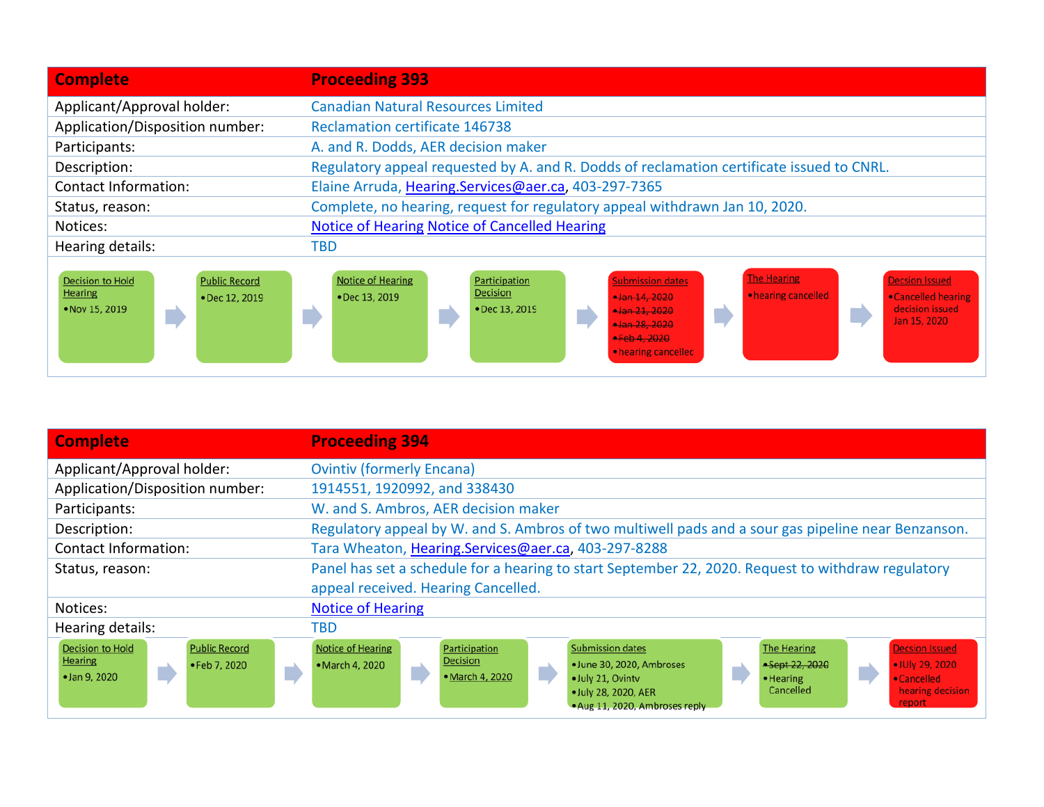| Complete | Proceeding 393 |
| --- | --- |
| Applicant/Approval holder: | Canadian Natural Resources Limited |
| Application/Disposition number: | Reclamation certificate 146738 |
| Participants: | A. and R. Dodds, AER decision maker |
| Description: | Regulatory appeal requested by A. and R. Dodds of reclamation certificate issued to CNRL. |
| Contact Information: | Elaine Arruda, Hearing.Services@aer.ca, 403-297-7365 |
| Status, reason: | Complete, no hearing, request for regulatory appeal withdrawn Jan 10, 2020. |
| Notices: | Notice of Hearing Notice of Cancelled Hearing |
| Hearing details: | TBD |

| Decision to Hold Hearing | Public Record | Notice of Hearing | Participation Decision | Submission dates | The Hearing | Decsion Issued |
| --- | --- | --- | --- | --- | --- | --- |
| • Nov 15, 2019 | • Dec 12, 2019 | • Dec 13, 2019 | • Dec 13, 2019 | • ~~Jan 14, 2020~~ • ~~Jan 21, 2020~~ • ~~Jan 28, 2020~~ • ~~Feb 4, 2020~~ • hearing cancelled | • hearing cancelled | • Cancelled hearing decision issued Jan 15, 2020 |

| Complete | Proceeding 394 |
| --- | --- |
| Applicant/Approval holder: | Ovintiv (formerly Encana) |
| Application/Disposition number: | 1914551, 1920992, and 338430 |
| Participants: | W. and S. Ambros, AER decision maker |
| Description: | Regulatory appeal by W. and S. Ambros of two multiwell pads and a sour gas pipeline near Benzanson. |
| Contact Information: | Tara Wheaton, Hearing.Services@aer.ca, 403-297-8288 |
| Status, reason: | Panel has set a schedule for a hearing to start September 22, 2020. Request to withdraw regulatory appeal received. Hearing Cancelled. |
| Notices: | Notice of Hearing |
| Hearing details: | TBD |

| Decision to Hold Hearing | Public Record | Notice of Hearing | Participation Decision | Submission dates | The Hearing | Decsion Issued |
| --- | --- | --- | --- | --- | --- | --- |
| • Jan 9, 2020 | • Feb 7, 2020 | • March 4, 2020 | • March 4, 2020 | • June 30, 2020, Ambroses • July 21, Ovintv • July 28, 2020, AER • Aug 11, 2020, Ambroses reply | • ~~Sept 22, 2020~~ • Hearing Cancelled | • JUly 29, 2020 • Cancelled hearing decision report |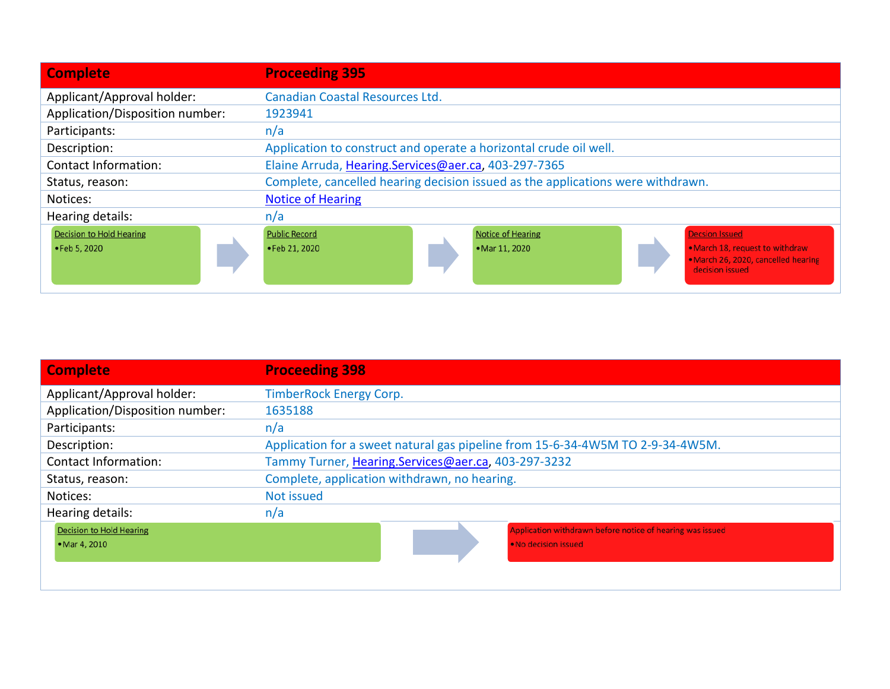| Complete | Proceeding 395 |
| --- | --- |
| Applicant/Approval holder: | Canadian Coastal Resources Ltd. |
| Application/Disposition number: | 1923941 |
| Participants: | n/a |
| Description: | Application to construct and operate a horizontal crude oil well. |
| Contact Information: | Elaine Arruda, Hearing.Services@aer.ca, 403-297-7365 |
| Status, reason: | Complete, cancelled hearing decision issued as the applications were withdrawn. |
| Notices: | Notice of Hearing |
| Hearing details: | n/a |

**Decision to Hold Hearing**
- Feb 5, 2020

→ **Public Record**
- Feb 21, 2020

→ **Notice of Hearing**
- Mar 11, 2020

→ **Decsion Issued**
- March 18, request to withdraw
- March 26, 2020, cancelled hearing decision issued

| Complete | Proceeding 398 |
| --- | --- |
| Applicant/Approval holder: | TimberRock Energy Corp. |
| Application/Disposition number: | 1635188 |
| Participants: | n/a |
| Description: | Application for a sweet natural gas pipeline from 15-6-34-4W5M TO 2-9-34-4W5M. |
| Contact Information: | Tammy Turner, Hearing.Services@aer.ca, 403-297-3232 |
| Status, reason: | Complete, application withdrawn, no hearing. |
| Notices: | Not issued |
| Hearing details: | n/a |

**Decision to Hold Hearing**
- Mar 4, 2010

→ **Application withdrawn before notice of hearing was issued**
- No decision issued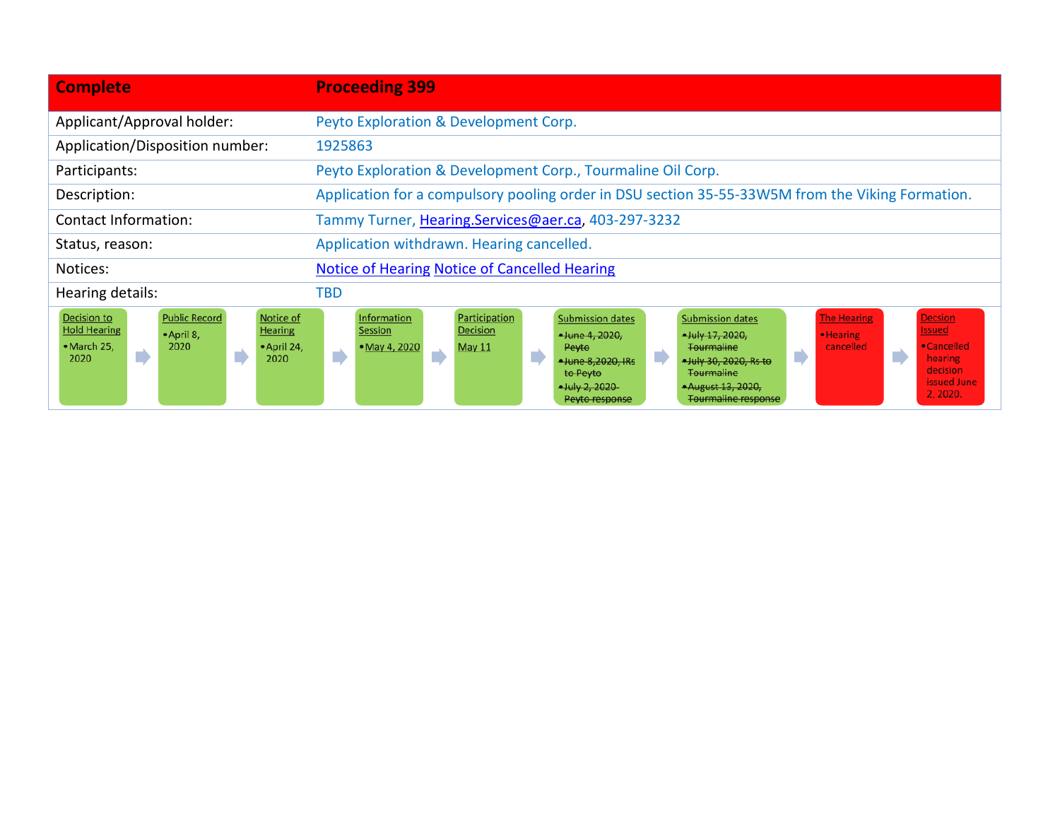| Complete | Proceeding 399 |
|---|---|
| Applicant/Approval holder: | Peyto Exploration & Development Corp. |
| Application/Disposition number: | 1925863 |
| Participants: | Peyto Exploration & Development Corp., Tourmaline Oil Corp. |
| Description: | Application for a compulsory pooling order in DSU section 35-55-33W5M from the Viking Formation. |
| Contact Information: | Tammy Turner, Hearing.Services@aer.ca, 403-297-3232 |
| Status, reason: | Application withdrawn. Hearing cancelled. |
| Notices: | Notice of Hearing Notice of Cancelled Hearing |
| Hearing details: | TBD |

Decision to Hold Hearing
- March 25, 2020

Public Record
- April 8, 2020

Notice of Hearing
- April 24, 2020

Information Session
- May 4, 2020

Participation Decision
May 11

Submission dates
- ~~June 4, 2020, Peyto~~
- ~~June 8,2020, IRs to Peyto~~
- ~~July 2, 2020-Peyto response~~

Submission dates
- ~~July 17, 2020, Tourmaline~~
- ~~July 30, 2020, Rs to Tourmaline~~
- ~~August 13, 2020, Tourmaline response~~

The Hearing
- Hearing cancelled

Decsion Issued
- Cancelled hearing decision issued June 2, 2020.